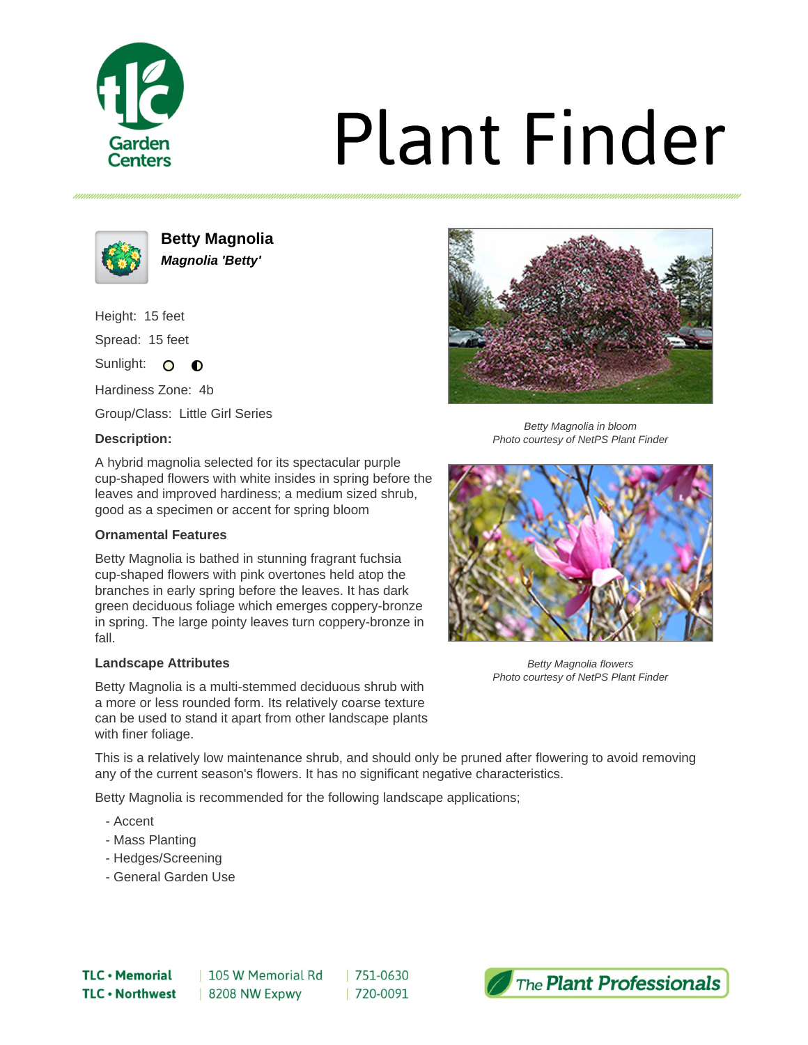# Plant Finder

## Betty Magnolia

***Magnolia 'Betty'***

Height: 15 feet

Spread: 15 feet

Sunlight:

Hardiness Zone: 4b

Group/Class: Little Girl Series

**Description:**

A hybrid magnolia selected for its spectacular purple cup-shaped flowers with white insides in spring before the leaves and improved hardiness; a medium sized shrub, good as a specimen or accent for spring bloom

**Ornamental Features**

Betty Magnolia is bathed in stunning fragrant fuchsia cup-shaped flowers with pink overtones held atop the branches in early spring before the leaves. It has dark green deciduous foliage which emerges coppery-bronze in spring. The large pointy leaves turn coppery-bronze in fall.

**Landscape Attributes**

Betty Magnolia is a multi-stemmed deciduous shrub with a more or less rounded form. Its relatively coarse texture can be used to stand it apart from other landscape plants with finer foliage.

This is a relatively low maintenance shrub, and should only be pruned after flowering to avoid removing any of the current season's flowers. It has no significant negative characteristics.

Betty Magnolia is recommended for the following landscape applications;

- Accent
- Mass Planting
- Hedges/Screening
- General Garden Use

*Betty Magnolia in bloom*
*Photo courtesy of NetPS Plant Finder*

*Betty Magnolia flowers*
*Photo courtesy of NetPS Plant Finder*

**TLC • Memorial** | 105 W Memorial Rd | 751-0630
**TLC • Northwest** | 8208 NW Expwy | 720-0091

The Plant Professionals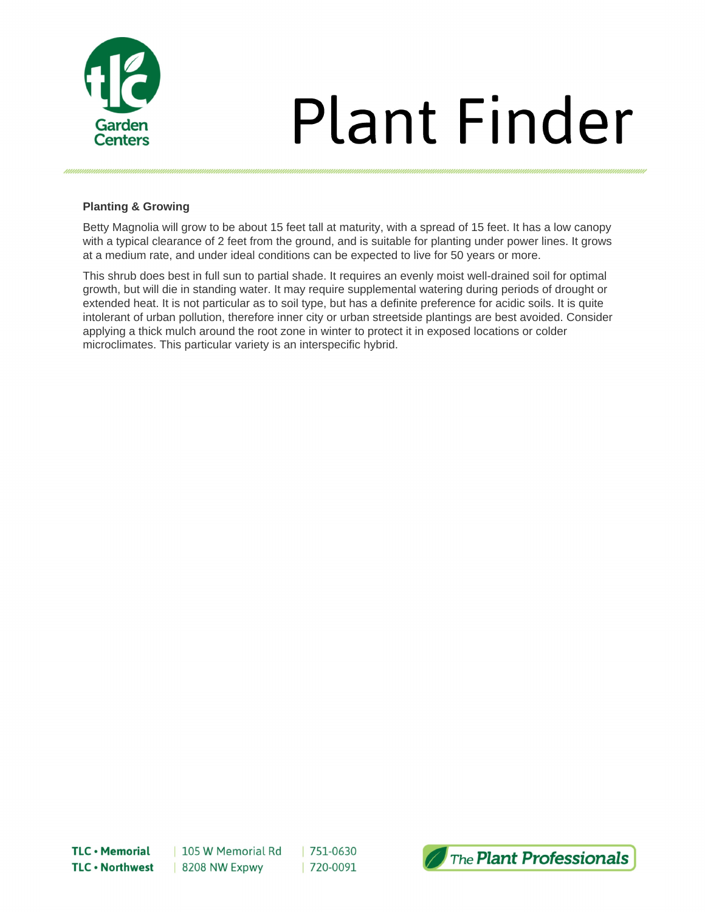# Plant Finder

### Planting & Growing

Betty Magnolia will grow to be about 15 feet tall at maturity, with a spread of 15 feet. It has a low canopy with a typical clearance of 2 feet from the ground, and is suitable for planting under power lines. It grows at a medium rate, and under ideal conditions can be expected to live for 50 years or more.

This shrub does best in full sun to partial shade. It requires an evenly moist well-drained soil for optimal growth, but will die in standing water. It may require supplemental watering during periods of drought or extended heat. It is not particular as to soil type, but has a definite preference for acidic soils. It is quite intolerant of urban pollution, therefore inner city or urban streetside plantings are best avoided. Consider applying a thick mulch around the root zone in winter to protect it in exposed locations or colder microclimates. This particular variety is an interspecific hybrid.